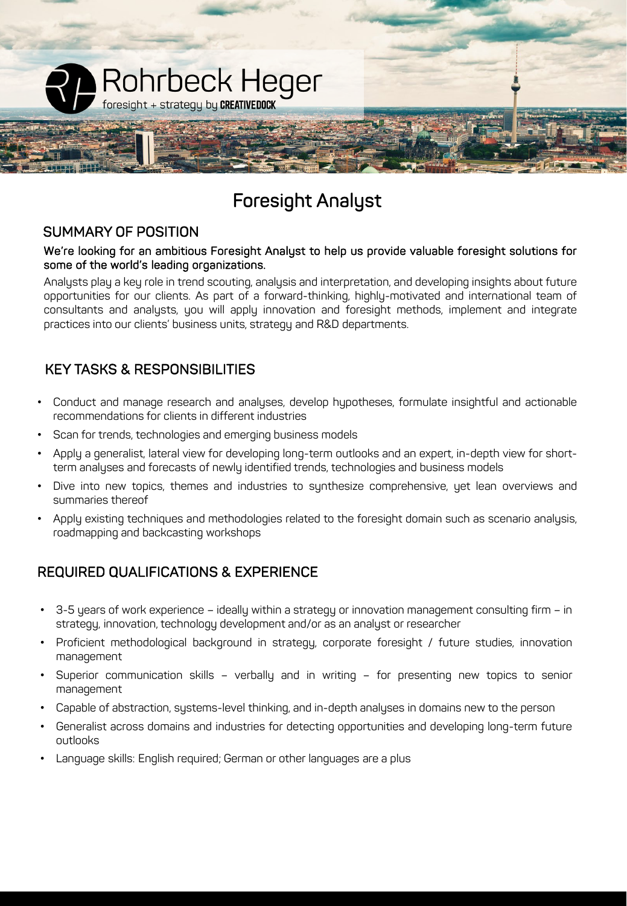Rohrbeck Heger

foresight + strategy by CREATIVEDOCK

# Foresight Analyst

## SUMMARY OF POSITION

**We're looking for an ambitious Foresight Analyst to help us provide valuable foresight solutions for some of the world's leading organizations.**

Analysts play a key role in trend scouting, analysis and interpretation, and developing insights about future opportunities for our clients. As part of a forward-thinking, highly-motivated and international team of consultants and analysts, you will apply innovation and foresight methods, implement and integrate practices into our clients' business units, strategy and R&D departments.

## KEY TASKS & RESPONSIBILITIES

- Conduct and manage research and analyses, develop hypotheses, formulate insightful and actionable recommendations for clients in different industries
- Scan for trends, technologies and emerging business models
- Apply a generalist, lateral view for developing long-term outlooks and an expert, in-depth view for short-term analyses and forecasts of newly identified trends, technologies and business models
- Dive into new topics, themes and industries to synthesize comprehensive, yet lean overviews and summaries thereof
- Apply existing techniques and methodologies related to the foresight domain such as scenario analysis, roadmapping and backcasting workshops

## REQUIRED QUALIFICATIONS & EXPERIENCE

- 3-5 years of work experience – ideally within a strategy or innovation management consulting firm – in strategy, innovation, technology development and/or as an analyst or researcher
- Proficient methodological background in strategy, corporate foresight / future studies, innovation management
- Superior communication skills – verbally and in writing – for presenting new topics to senior management
- Capable of abstraction, systems-level thinking, and in-depth analyses in domains new to the person
- Generalist across domains and industries for detecting opportunities and developing long-term future outlooks
- Language skills: English required; German or other languages are a plus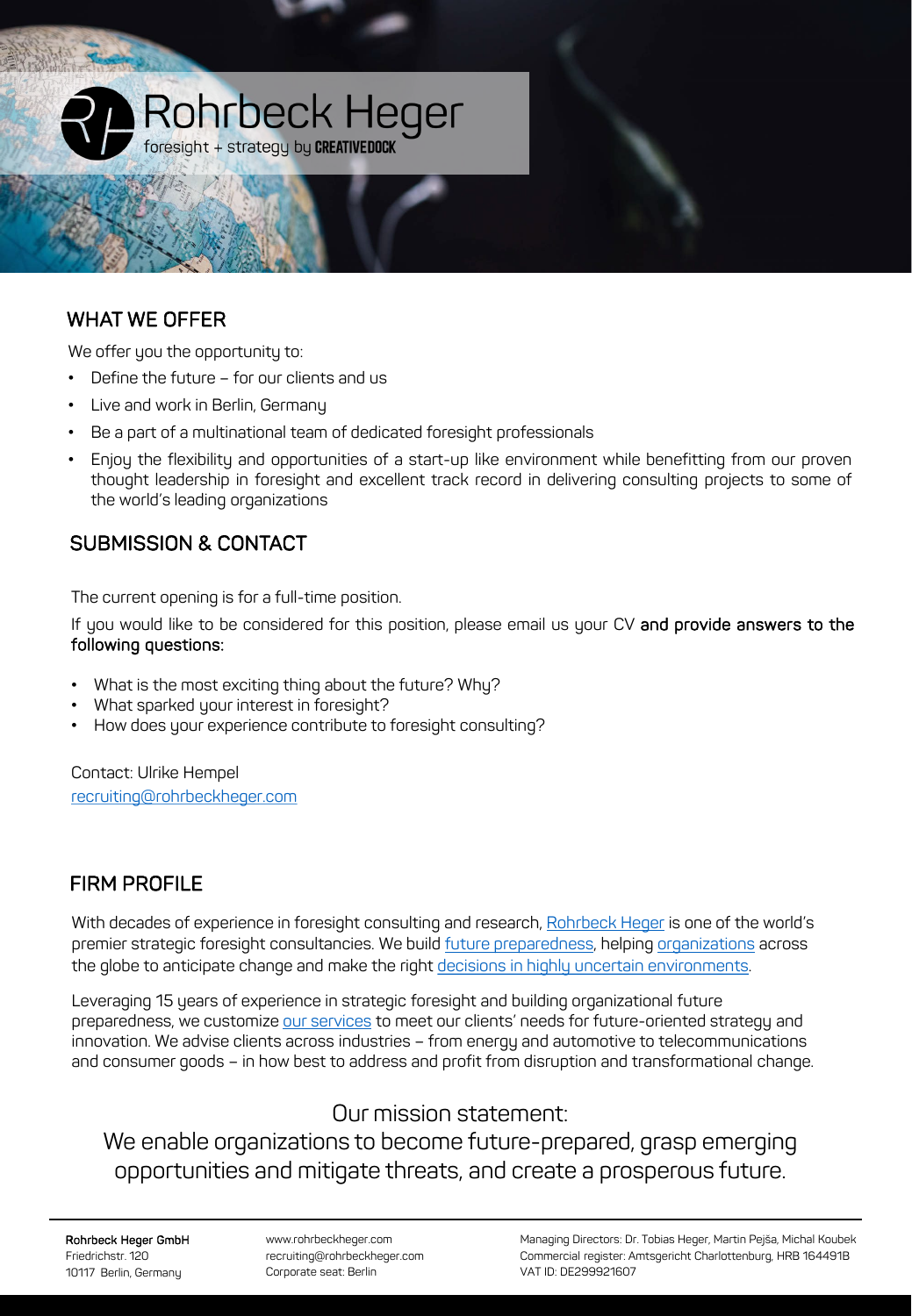Rohrbeck Heger
foresight + strategy by CREATIVEDOCK

## WHAT WE OFFER

We offer you the opportunity to:

- Define the future – for our clients and us
- Live and work in Berlin, Germany
- Be a part of a multinational team of dedicated foresight professionals
- Enjoy the flexibility and opportunities of a start-up like environment while benefitting from our proven thought leadership in foresight and excellent track record in delivering consulting projects to some of the world's leading organizations

## SUBMISSION & CONTACT

The current opening is for a full-time position.

If you would like to be considered for this position, please email us your CV **and provide answers to the following questions:**

- What is the most exciting thing about the future? Why?
- What sparked your interest in foresight?
- How does your experience contribute to foresight consulting?

Contact: Ulrike Hempel
recruiting@rohrbeckheger.com

## FIRM PROFILE

With decades of experience in foresight consulting and research, Rohrbeck Heger is one of the world's premier strategic foresight consultancies. We build future preparedness, helping organizations across the globe to anticipate change and make the right decisions in highly uncertain environments.

Leveraging 15 years of experience in strategic foresight and building organizational future preparedness, we customize our services to meet our clients' needs for future-oriented strategy and innovation. We advise clients across industries – from energy and automotive to telecommunications and consumer goods – in how best to address and profit from disruption and transformational change.

Our mission statement:
We enable organizations to become future-prepared, grasp emerging opportunities and mitigate threats, and create a prosperous future.

**Rohrbeck Heger GmbH**
Friedrichstr. 120
10117 Berlin, Germany

www.rohrbeckheger.com
recruiting@rohrbeckheger.com
Corporate seat: Berlin

Managing Directors: Dr. Tobias Heger, Martin Pejša, Michal Koubek
Commercial register: Amtsgericht Charlottenburg, HRB 164491B
VAT ID: DE299921607